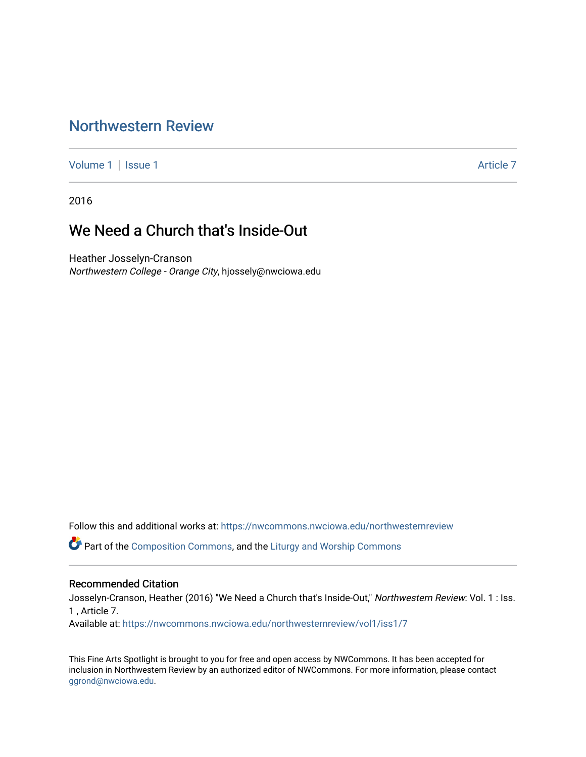# Northwestern Review

Volume 1 | Issue 1 Article 7

2016

## We Need a Church that's Inside-Out

Heather Josselyn-Cranson
*Northwestern College - Orange City*, hjossely@nwciowa.edu

Follow this and additional works at: https://nwcommons.nwciowa.edu/northwesternreview

Part of the Composition Commons, and the Liturgy and Worship Commons

### Recommended Citation

Josselyn-Cranson, Heather (2016) "We Need a Church that's Inside-Out," *Northwestern Review*: Vol. 1 : Iss. 1 , Article 7.
Available at: https://nwcommons.nwciowa.edu/northwesternreview/vol1/iss1/7

This Fine Arts Spotlight is brought to you for free and open access by NWCommons. It has been accepted for inclusion in Northwestern Review by an authorized editor of NWCommons. For more information, please contact ggrond@nwciowa.edu.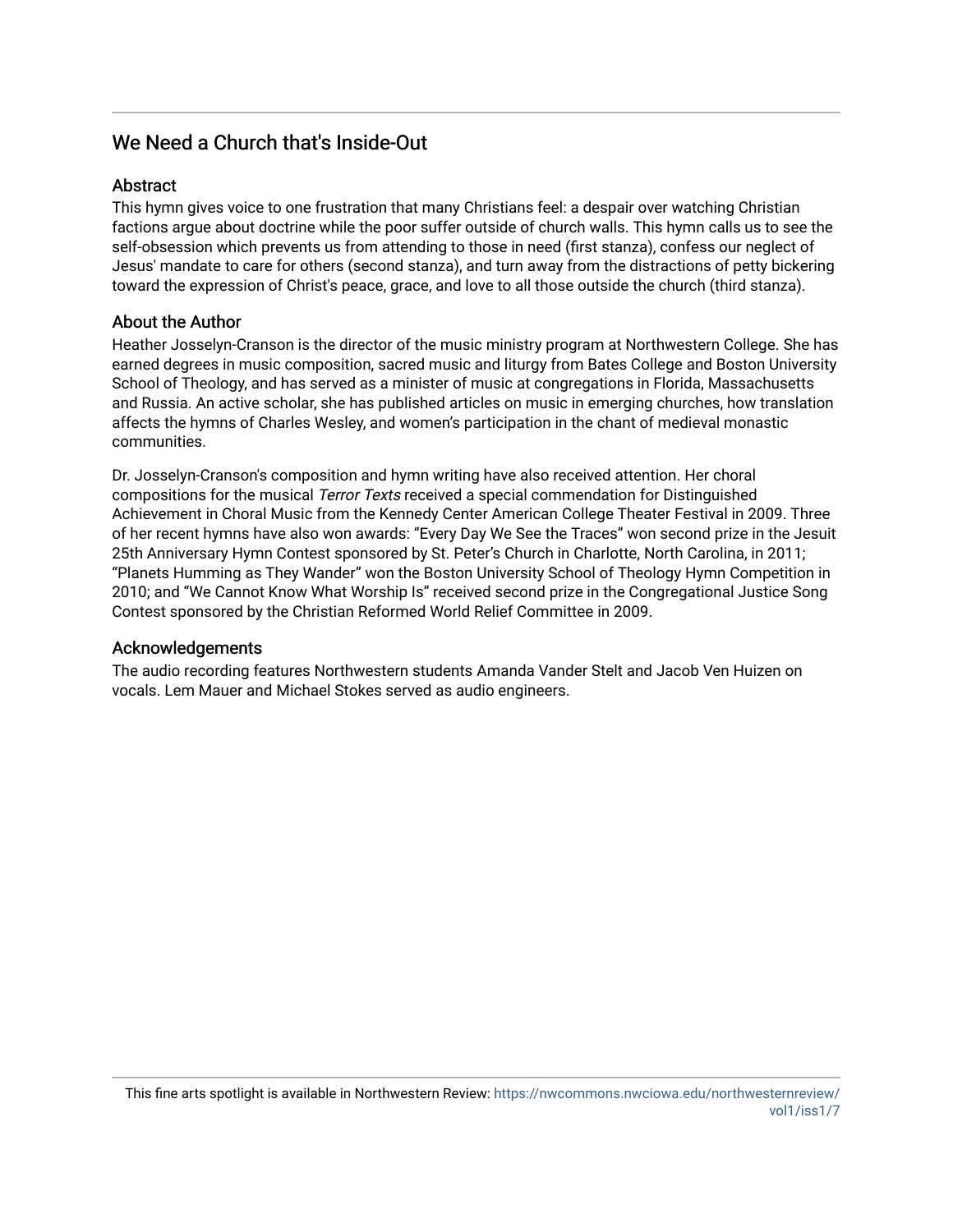# We Need a Church that's Inside-Out

## Abstract

This hymn gives voice to one frustration that many Christians feel: a despair over watching Christian factions argue about doctrine while the poor suffer outside of church walls. This hymn calls us to see the self-obsession which prevents us from attending to those in need (first stanza), confess our neglect of Jesus' mandate to care for others (second stanza), and turn away from the distractions of petty bickering toward the expression of Christ's peace, grace, and love to all those outside the church (third stanza).

## About the Author

Heather Josselyn-Cranson is the director of the music ministry program at Northwestern College. She has earned degrees in music composition, sacred music and liturgy from Bates College and Boston University School of Theology, and has served as a minister of music at congregations in Florida, Massachusetts and Russia. An active scholar, she has published articles on music in emerging churches, how translation affects the hymns of Charles Wesley, and women's participation in the chant of medieval monastic communities.

Dr. Josselyn-Cranson's composition and hymn writing have also received attention. Her choral compositions for the musical *Terror Texts* received a special commendation for Distinguished Achievement in Choral Music from the Kennedy Center American College Theater Festival in 2009. Three of her recent hymns have also won awards: "Every Day We See the Traces" won second prize in the Jesuit 25th Anniversary Hymn Contest sponsored by St. Peter's Church in Charlotte, North Carolina, in 2011; "Planets Humming as They Wander" won the Boston University School of Theology Hymn Competition in 2010; and "We Cannot Know What Worship Is" received second prize in the Congregational Justice Song Contest sponsored by the Christian Reformed World Relief Committee in 2009.

## Acknowledgements

The audio recording features Northwestern students Amanda Vander Stelt and Jacob Ven Huizen on vocals. Lem Mauer and Michael Stokes served as audio engineers.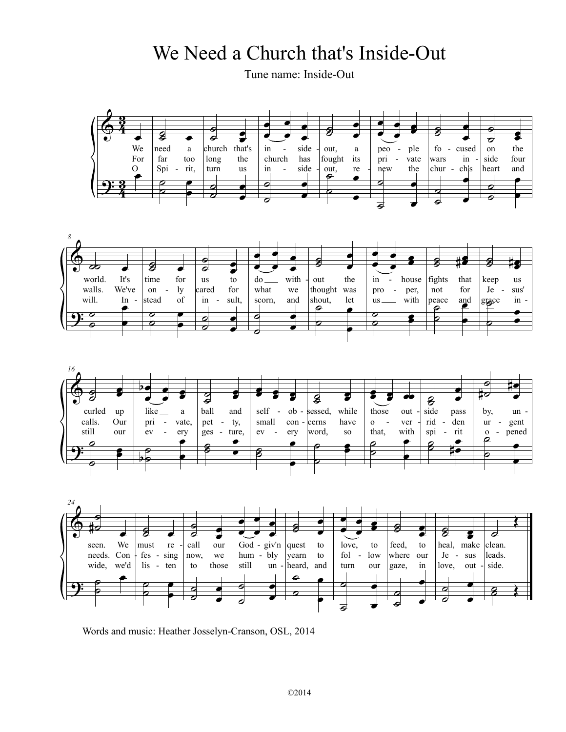# We Need a Church that's Inside-Out

Tune name: Inside-Out

1. We need a church that's inside-out, a people focused on the world. It's time for us to do without the in-house fights that keep us curled up like a ball and self-obsessed, while those outside pass by, unseen. We must recall our God-giv'n quest to love, to feed, to heal, make clean.

2. For far too long the church has fought its private wars inside four walls. We've only cared for what we thought was proper, not for Jesus' calls. Our private, petty, small concerns have overridden urgent needs. Confessing now, we humbly yearn to follow where our Jesus leads.

3. O Spirit, turn us inside-out, renew the church's heart and will. Instead of insult, scorn, and shout, let us with peace and grace instill our every gesture, every word, so that, with spirit opened wide, we'd listen to those still unheard, and turn our gaze, in love, outside.

Words and music: Heather Josselyn-Cranson, OSL, 2014

©2014